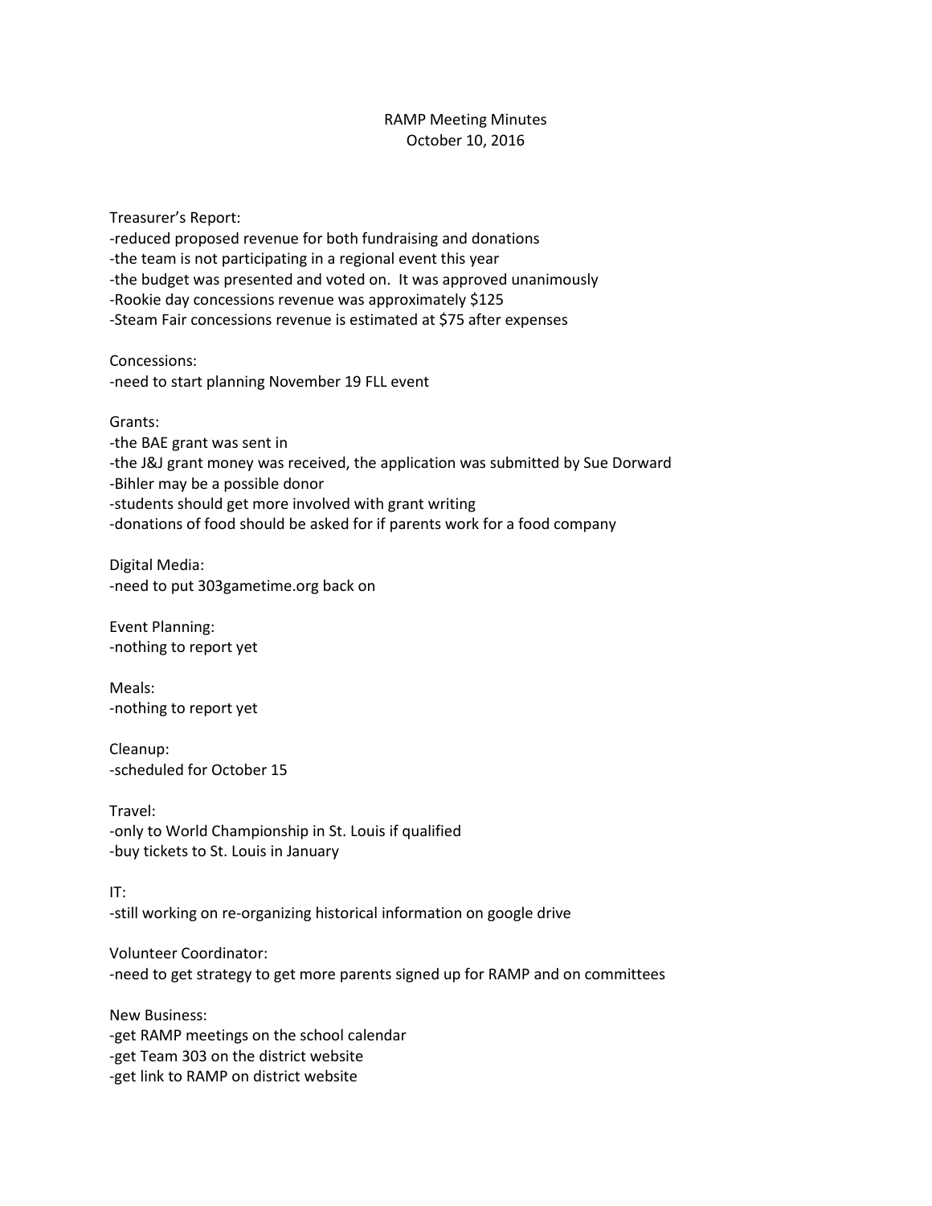# RAMP Meeting Minutes
October 10, 2016

Treasurer's Report:
- reduced proposed revenue for both fundraising and donations
- the team is not participating in a regional event this year
- the budget was presented and voted on. It was approved unanimously
- Rookie day concessions revenue was approximately $125
- Steam Fair concessions revenue is estimated at $75 after expenses

Concessions:
- need to start planning November 19 FLL event

Grants:
- the BAE grant was sent in
- the J&J grant money was received, the application was submitted by Sue Dorward
- Bihler may be a possible donor
- students should get more involved with grant writing
- donations of food should be asked for if parents work for a food company

Digital Media:
- need to put 303gametime.org back on

Event Planning:
- nothing to report yet

Meals:
- nothing to report yet

Cleanup:
- scheduled for October 15

Travel:
- only to World Championship in St. Louis if qualified
- buy tickets to St. Louis in January

IT:
- still working on re-organizing historical information on google drive

Volunteer Coordinator:
- need to get strategy to get more parents signed up for RAMP and on committees

New Business:
- get RAMP meetings on the school calendar
- get Team 303 on the district website
- get link to RAMP on district website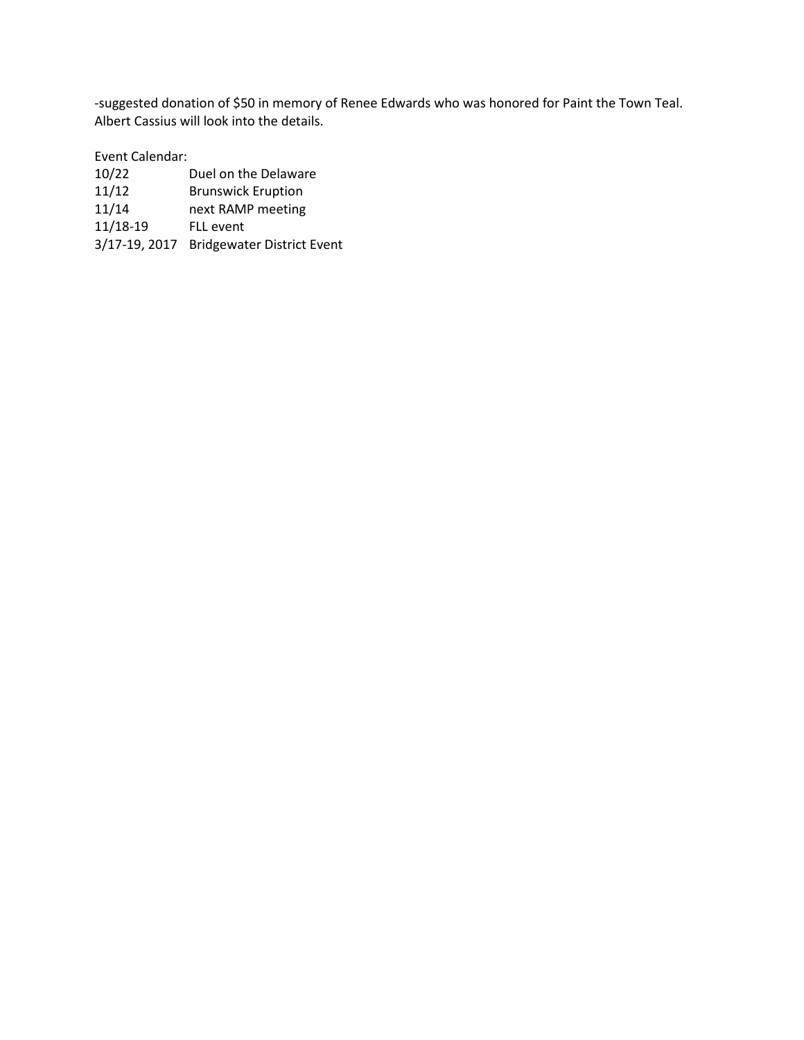-suggested donation of $50 in memory of Renee Edwards who was honored for Paint the Town Teal. Albert Cassius will look into the details.

Event Calendar:

| | |
|---|---|
| 10/22 | Duel on the Delaware |
| 11/12 | Brunswick Eruption |
| 11/14 | next RAMP meeting |
| 11/18-19 | FLL event |
| 3/17-19, 2017 | Bridgewater District Event |